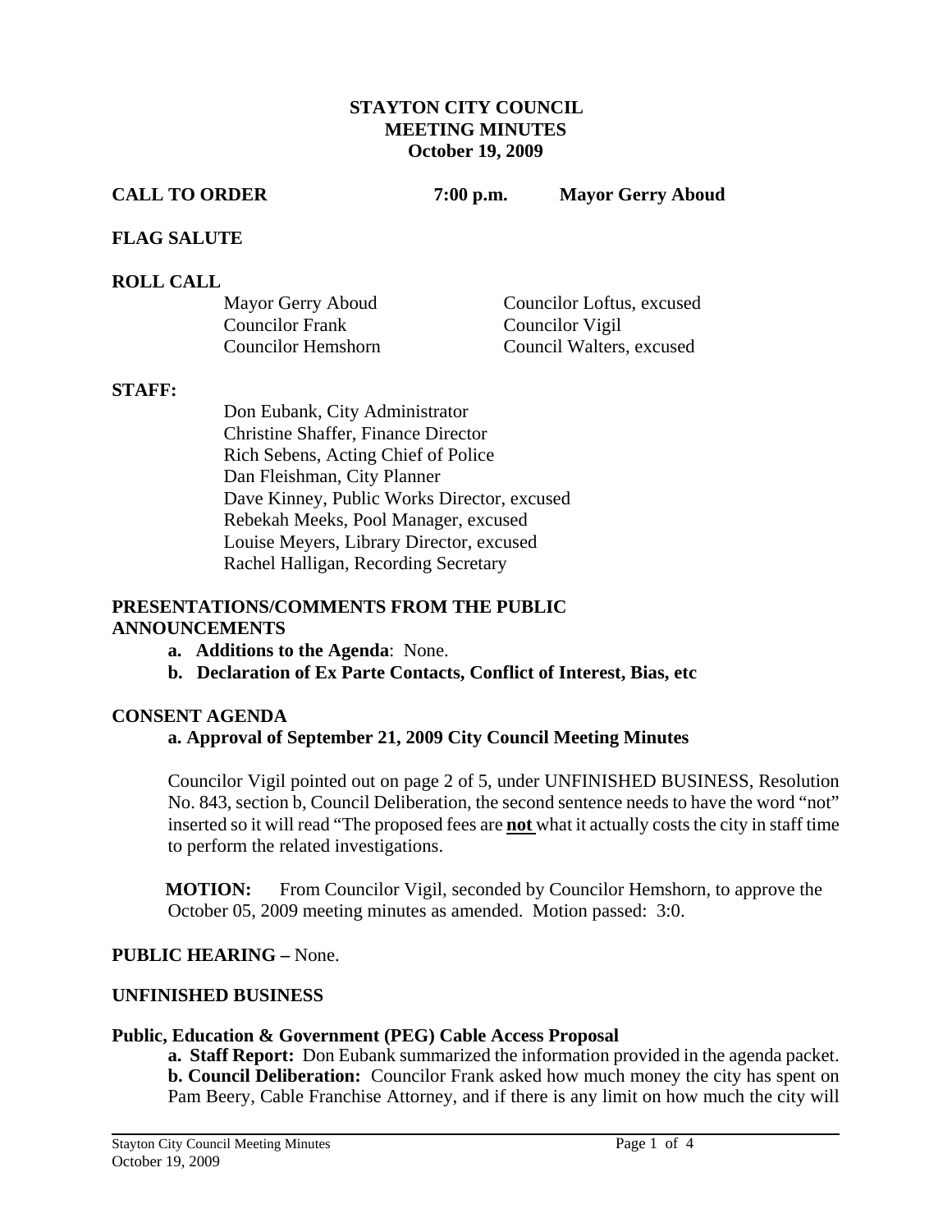# STAYTON CITY COUNCIL
## MEETING MINUTES
### October 19, 2009

**CALL TO ORDER** **7:00 p.m.** **Mayor Gerry Aboud**

**FLAG SALUTE**

**ROLL CALL**

| | |
|---|---|
| Mayor Gerry Aboud | Councilor Loftus, excused |
| Councilor Frank | Councilor Vigil |
| Councilor Hemshorn | Council Walters, excused |

**STAFF:**

Don Eubank, City Administrator
Christine Shaffer, Finance Director
Rich Sebens, Acting Chief of Police
Dan Fleishman, City Planner
Dave Kinney, Public Works Director, excused
Rebekah Meeks, Pool Manager, excused
Louise Meyers, Library Director, excused
Rachel Halligan, Recording Secretary

**PRESENTATIONS/COMMENTS FROM THE PUBLIC**
**ANNOUNCEMENTS**

- **a. Additions to the Agenda**: None.
- **b. Declaration of Ex Parte Contacts, Conflict of Interest, Bias, etc**

**CONSENT AGENDA**

**a. Approval of September 21, 2009 City Council Meeting Minutes**

Councilor Vigil pointed out on page 2 of 5, under UNFINISHED BUSINESS, Resolution No. 843, section b, Council Deliberation, the second sentence needs to have the word "not" inserted so it will read "The proposed fees are **not** what it actually costs the city in staff time to perform the related investigations.

**MOTION:** From Councilor Vigil, seconded by Councilor Hemshorn, to approve the October 05, 2009 meeting minutes as amended. Motion passed: 3:0.

**PUBLIC HEARING –** None.

**UNFINISHED BUSINESS**

**Public, Education & Government (PEG) Cable Access Proposal**

**a. Staff Report:** Don Eubank summarized the information provided in the agenda packet.
**b. Council Deliberation:** Councilor Frank asked how much money the city has spent on Pam Beery, Cable Franchise Attorney, and if there is any limit on how much the city will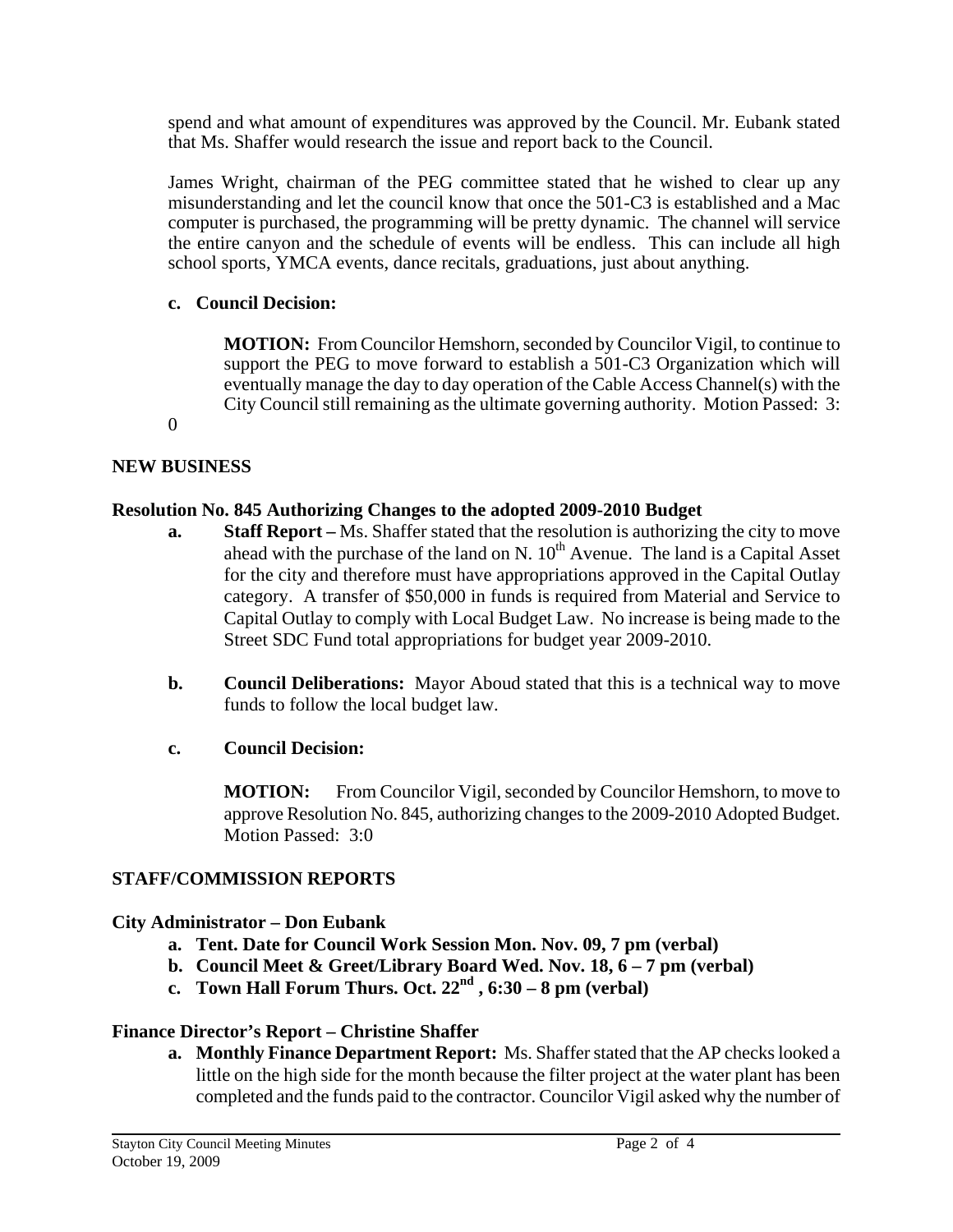spend and what amount of expenditures was approved by the Council. Mr. Eubank stated that Ms. Shaffer would research the issue and report back to the Council.

James Wright, chairman of the PEG committee stated that he wished to clear up any misunderstanding and let the council know that once the 501-C3 is established and a Mac computer is purchased, the programming will be pretty dynamic. The channel will service the entire canyon and the schedule of events will be endless. This can include all high school sports, YMCA events, dance recitals, graduations, just about anything.

**c. Council Decision:**

**MOTION:** From Councilor Hemshorn, seconded by Councilor Vigil, to continue to support the PEG to move forward to establish a 501-C3 Organization which will eventually manage the day to day operation of the Cable Access Channel(s) with the City Council still remaining as the ultimate governing authority. Motion Passed: 3:0

## NEW BUSINESS

### Resolution No. 845 Authorizing Changes to the adopted 2009-2010 Budget

**a. Staff Report –** Ms. Shaffer stated that the resolution is authorizing the city to move ahead with the purchase of the land on N. 10th Avenue. The land is a Capital Asset for the city and therefore must have appropriations approved in the Capital Outlay category. A transfer of $50,000 in funds is required from Material and Service to Capital Outlay to comply with Local Budget Law. No increase is being made to the Street SDC Fund total appropriations for budget year 2009-2010.

**b. Council Deliberations:** Mayor Aboud stated that this is a technical way to move funds to follow the local budget law.

**c. Council Decision:**

**MOTION:** From Councilor Vigil, seconded by Councilor Hemshorn, to move to approve Resolution No. 845, authorizing changes to the 2009-2010 Adopted Budget. Motion Passed: 3:0

## STAFF/COMMISSION REPORTS

### City Administrator – Don Eubank

**a. Tent. Date for Council Work Session Mon. Nov. 09, 7 pm (verbal)**
**b. Council Meet & Greet/Library Board Wed. Nov. 18, 6 – 7 pm (verbal)**
**c. Town Hall Forum Thurs. Oct. 22nd , 6:30 – 8 pm (verbal)**

### Finance Director's Report – Christine Shaffer

**a. Monthly Finance Department Report:** Ms. Shaffer stated that the AP checks looked a little on the high side for the month because the filter project at the water plant has been completed and the funds paid to the contractor. Councilor Vigil asked why the number of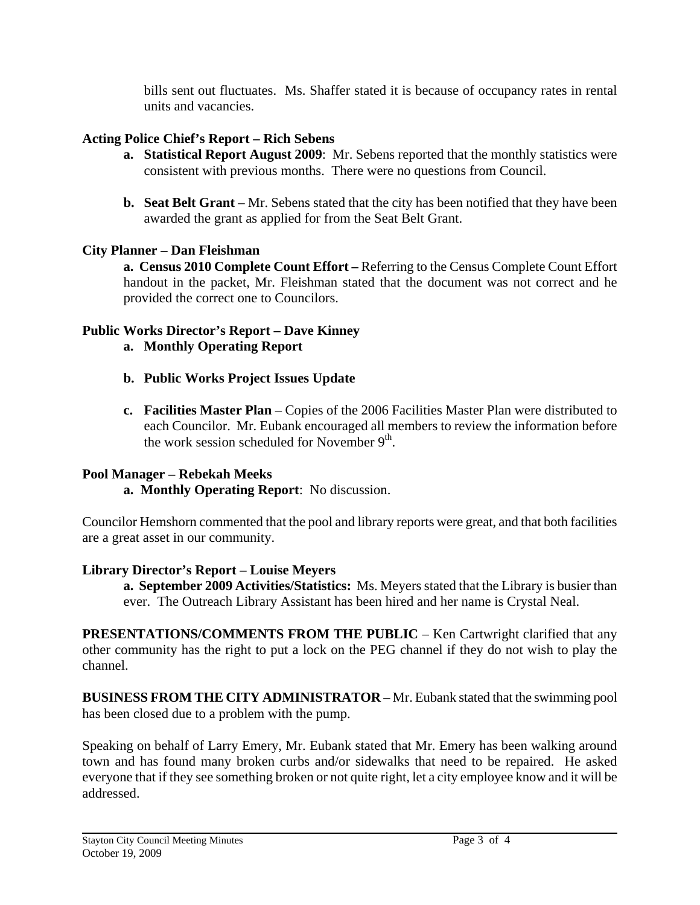bills sent out fluctuates. Ms. Shaffer stated it is because of occupancy rates in rental units and vacancies.

**Acting Police Chief's Report – Rich Sebens**

- **a. Statistical Report August 2009**: Mr. Sebens reported that the monthly statistics were consistent with previous months. There were no questions from Council.

- **b. Seat Belt Grant** – Mr. Sebens stated that the city has been notified that they have been awarded the grant as applied for from the Seat Belt Grant.

**City Planner – Dan Fleishman**

**a. Census 2010 Complete Count Effort –** Referring to the Census Complete Count Effort handout in the packet, Mr. Fleishman stated that the document was not correct and he provided the correct one to Councilors.

**Public Works Director's Report – Dave Kinney**

- **a. Monthly Operating Report**

- **b. Public Works Project Issues Update**

- **c. Facilities Master Plan** – Copies of the 2006 Facilities Master Plan were distributed to each Councilor. Mr. Eubank encouraged all members to review the information before the work session scheduled for November 9th.

**Pool Manager – Rebekah Meeks**

**a. Monthly Operating Report**: No discussion.

Councilor Hemshorn commented that the pool and library reports were great, and that both facilities are a great asset in our community.

**Library Director's Report – Louise Meyers**

**a. September 2009 Activities/Statistics:** Ms. Meyers stated that the Library is busier than ever. The Outreach Library Assistant has been hired and her name is Crystal Neal.

**PRESENTATIONS/COMMENTS FROM THE PUBLIC** – Ken Cartwright clarified that any other community has the right to put a lock on the PEG channel if they do not wish to play the channel.

**BUSINESS FROM THE CITY ADMINISTRATOR** – Mr. Eubank stated that the swimming pool has been closed due to a problem with the pump.

Speaking on behalf of Larry Emery, Mr. Eubank stated that Mr. Emery has been walking around town and has found many broken curbs and/or sidewalks that need to be repaired. He asked everyone that if they see something broken or not quite right, let a city employee know and it will be addressed.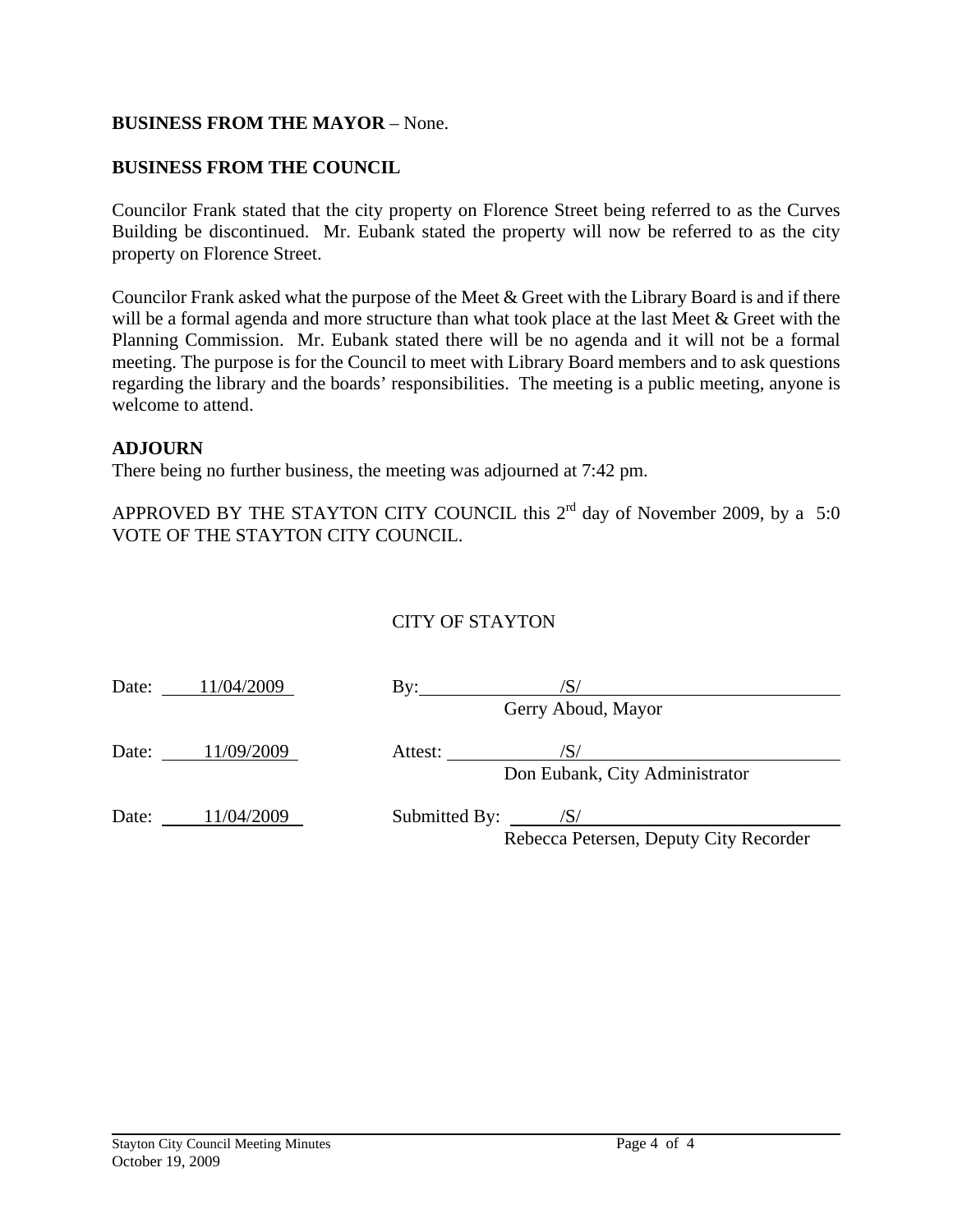**BUSINESS FROM THE MAYOR** – None.

**BUSINESS FROM THE COUNCIL**

Councilor Frank stated that the city property on Florence Street being referred to as the Curves Building be discontinued. Mr. Eubank stated the property will now be referred to as the city property on Florence Street.

Councilor Frank asked what the purpose of the Meet & Greet with the Library Board is and if there will be a formal agenda and more structure than what took place at the last Meet & Greet with the Planning Commission. Mr. Eubank stated there will be no agenda and it will not be a formal meeting. The purpose is for the Council to meet with Library Board members and to ask questions regarding the library and the boards' responsibilities. The meeting is a public meeting, anyone is welcome to attend.

**ADJOURN**

There being no further business, the meeting was adjourned at 7:42 pm.

APPROVED BY THE STAYTON CITY COUNCIL this 2rd day of November 2009, by a 5:0 VOTE OF THE STAYTON CITY COUNCIL.

CITY OF STAYTON

Date: 11/04/2009 By: /S/
Gerry Aboud, Mayor

Date: 11/09/2009 Attest: /S/
Don Eubank, City Administrator

Date: 11/04/2009 Submitted By: /S/
Rebecca Petersen, Deputy City Recorder